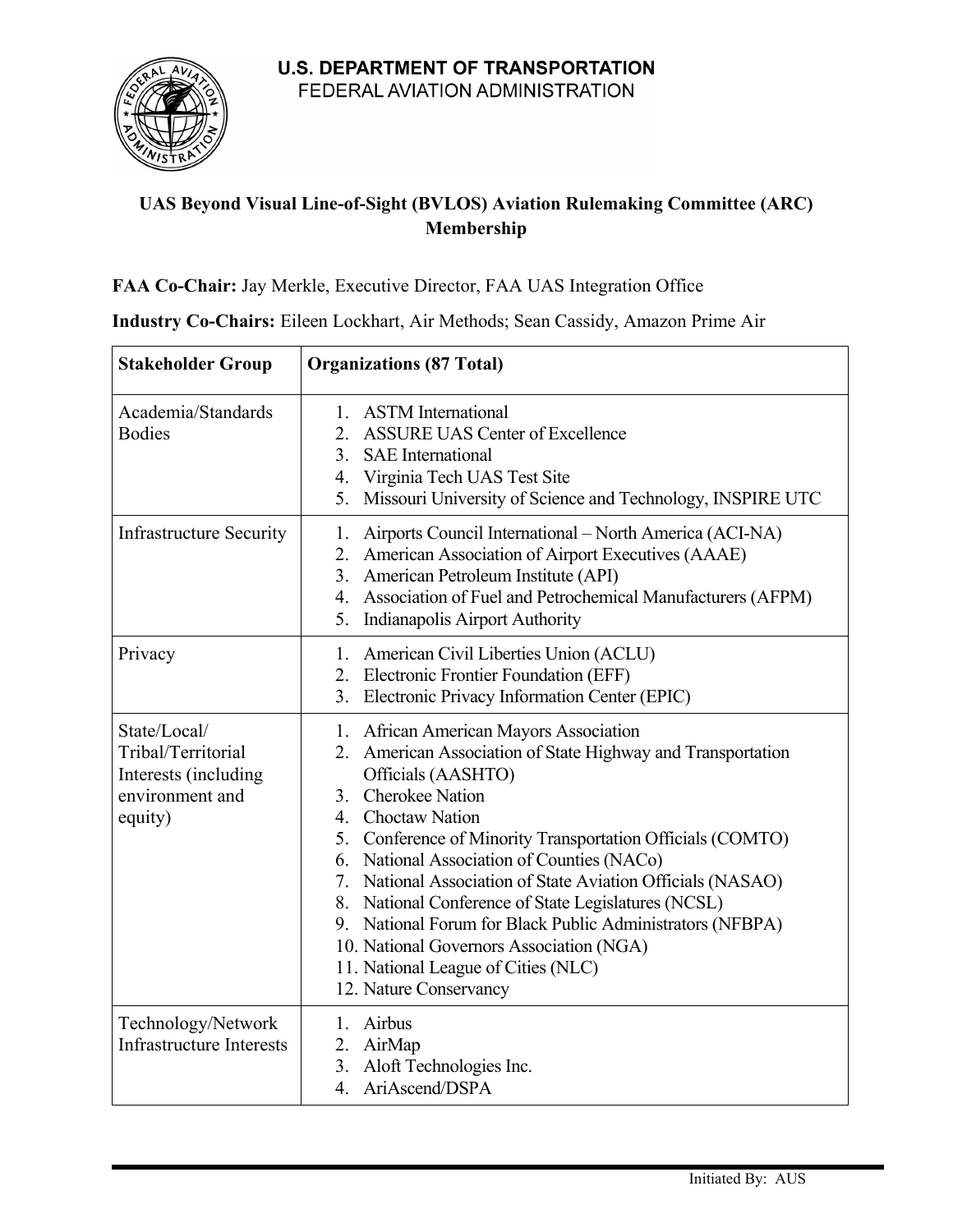**U.S. DEPARTMENT OF TRANSPORTATION**
FEDERAL AVIATION ADMINISTRATION

**UAS Beyond Visual Line-of-Sight (BVLOS) Aviation Rulemaking Committee (ARC) Membership**

**FAA Co-Chair:** Jay Merkle, Executive Director, FAA UAS Integration Office

**Industry Co-Chairs:** Eileen Lockhart, Air Methods; Sean Cassidy, Amazon Prime Air

| Stakeholder Group | Organizations (87 Total) |
|---|---|
| Academia/Standards Bodies | 1. ASTM International<br>2. ASSURE UAS Center of Excellence<br>3. SAE International<br>4. Virginia Tech UAS Test Site<br>5. Missouri University of Science and Technology, INSPIRE UTC |
| Infrastructure Security | 1. Airports Council International – North America (ACI-NA)<br>2. American Association of Airport Executives (AAAE)<br>3. American Petroleum Institute (API)<br>4. Association of Fuel and Petrochemical Manufacturers (AFPM)<br>5. Indianapolis Airport Authority |
| Privacy | 1. American Civil Liberties Union (ACLU)<br>2. Electronic Frontier Foundation (EFF)<br>3. Electronic Privacy Information Center (EPIC) |
| State/Local/ Tribal/Territorial Interests (including environment and equity) | 1. African American Mayors Association<br>2. American Association of State Highway and Transportation Officials (AASHTO)<br>3. Cherokee Nation<br>4. Choctaw Nation<br>5. Conference of Minority Transportation Officials (COMTO)<br>6. National Association of Counties (NACo)<br>7. National Association of State Aviation Officials (NASAO)<br>8. National Conference of State Legislatures (NCSL)<br>9. National Forum for Black Public Administrators (NFBPA)<br>10. National Governors Association (NGA)<br>11. National League of Cities (NLC)<br>12. Nature Conservancy |
| Technology/Network Infrastructure Interests | 1. Airbus<br>2. AirMap<br>3. Aloft Technologies Inc.<br>4. AriAscend/DSPA |

Initiated By: AUS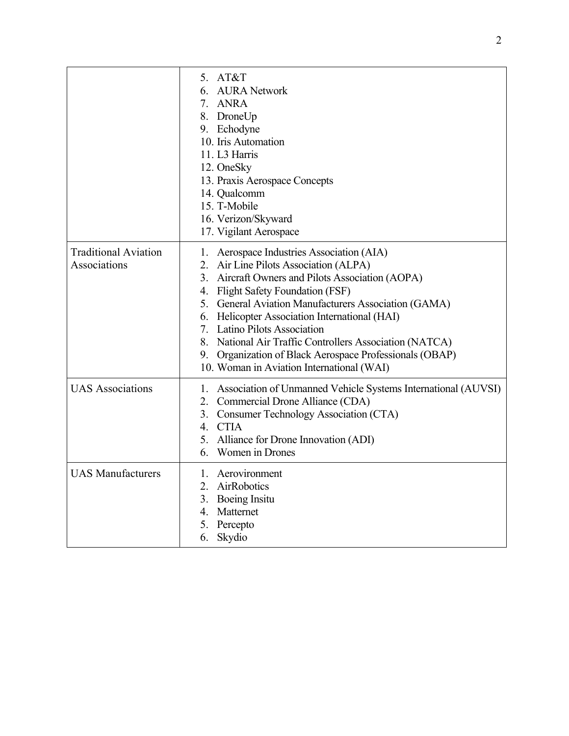| | |
|---|---|
| | 5. AT&T<br>6. AURA Network<br>7. ANRA<br>8. DroneUp<br>9. Echodyne<br>10. Iris Automation<br>11. L3 Harris<br>12. OneSky<br>13. Praxis Aerospace Concepts<br>14. Qualcomm<br>15. T-Mobile<br>16. Verizon/Skyward<br>17. Vigilant Aerospace |
| Traditional Aviation Associations | 1. Aerospace Industries Association (AIA)<br>2. Air Line Pilots Association (ALPA)<br>3. Aircraft Owners and Pilots Association (AOPA)<br>4. Flight Safety Foundation (FSF)<br>5. General Aviation Manufacturers Association (GAMA)<br>6. Helicopter Association International (HAI)<br>7. Latino Pilots Association<br>8. National Air Traffic Controllers Association (NATCA)<br>9. Organization of Black Aerospace Professionals (OBAP)<br>10. Woman in Aviation International (WAI) |
| UAS Associations | 1. Association of Unmanned Vehicle Systems International (AUVSI)<br>2. Commercial Drone Alliance (CDA)<br>3. Consumer Technology Association (CTA)<br>4. CTIA<br>5. Alliance for Drone Innovation (ADI)<br>6. Women in Drones |
| UAS Manufacturers | 1. Aerovironment<br>2. AirRobotics<br>3. Boeing Insitu<br>4. Matternet<br>5. Percepto<br>6. Skydio |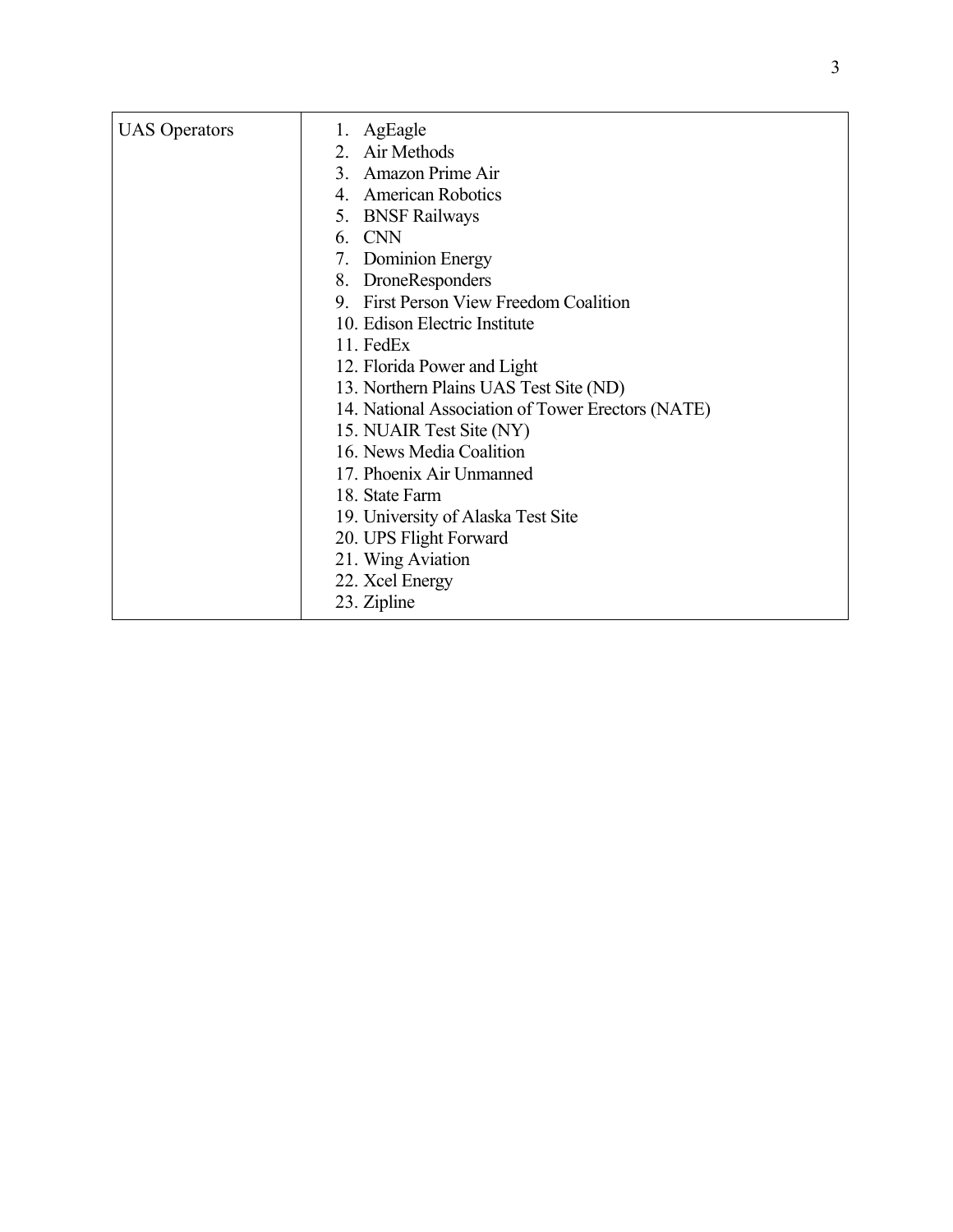| | |
|---|---|
| UAS Operators | 1. AgEagle<br>2. Air Methods<br>3. Amazon Prime Air<br>4. American Robotics<br>5. BNSF Railways<br>6. CNN<br>7. Dominion Energy<br>8. DroneResponders<br>9. First Person View Freedom Coalition<br>10. Edison Electric Institute<br>11. FedEx<br>12. Florida Power and Light<br>13. Northern Plains UAS Test Site (ND)<br>14. National Association of Tower Erectors (NATE)<br>15. NUAIR Test Site (NY)<br>16. News Media Coalition<br>17. Phoenix Air Unmanned<br>18. State Farm<br>19. University of Alaska Test Site<br>20. UPS Flight Forward<br>21. Wing Aviation<br>22. Xcel Energy<br>23. Zipline |